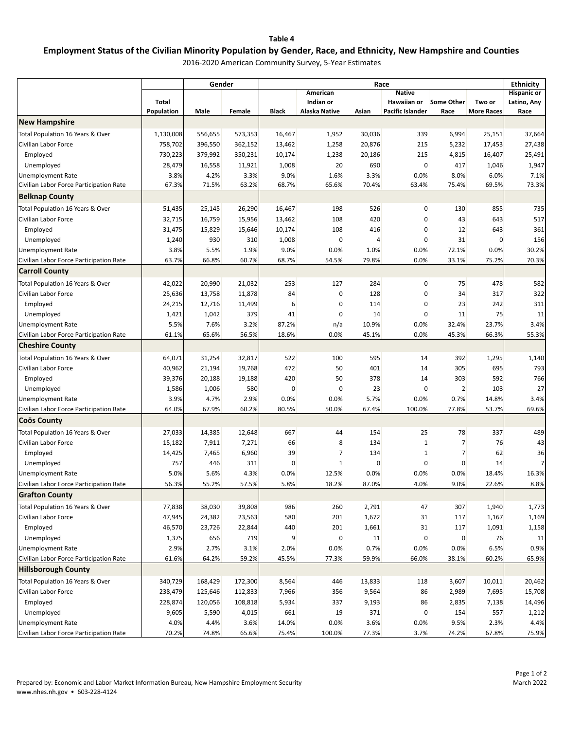**Table 4**

## Employment Status of the Civilian Minority Population by Gender, Race, and Ethnicity, New Hampshire and Counties

2016-2020 American Community Survey, 5-Year Estimates

| | Total Population | Gender | | Race | | | | | | Ethnicity |
|---|---|---|---|---|---|---|---|---|---|---|
| | | Male | Female | Black | American Indian or Alaska Native | Asian | Native Hawaiian or Pacific Islander | Some Other Race | Two or More Races | Hispanic or Latino, Any Race |
| **New Hampshire** | | | | | | | | | | |
| Total Population 16 Years & Over | 1,130,008 | 556,655 | 573,353 | 16,467 | 1,952 | 30,036 | 339 | 6,994 | 25,151 | 37,664 |
| Civilian Labor Force | 758,702 | 396,550 | 362,152 | 13,462 | 1,258 | 20,876 | 215 | 5,232 | 17,453 | 27,438 |
| Employed | 730,223 | 379,992 | 350,231 | 10,174 | 1,238 | 20,186 | 215 | 4,815 | 16,407 | 25,491 |
| Unemployed | 28,479 | 16,558 | 11,921 | 1,008 | 20 | 690 | 0 | 417 | 1,046 | 1,947 |
| Unemployment Rate | 3.8% | 4.2% | 3.3% | 9.0% | 1.6% | 3.3% | 0.0% | 8.0% | 6.0% | 7.1% |
| Civilian Labor Force Participation Rate | 67.3% | 71.5% | 63.2% | 68.7% | 65.6% | 70.4% | 63.4% | 75.4% | 69.5% | 73.3% |
| **Belknap County** | | | | | | | | | | |
| Total Population 16 Years & Over | 51,435 | 25,145 | 26,290 | 16,467 | 198 | 526 | 0 | 130 | 855 | 735 |
| Civilian Labor Force | 32,715 | 16,759 | 15,956 | 13,462 | 108 | 420 | 0 | 43 | 643 | 517 |
| Employed | 31,475 | 15,829 | 15,646 | 10,174 | 108 | 416 | 0 | 12 | 643 | 361 |
| Unemployed | 1,240 | 930 | 310 | 1,008 | 0 | 4 | 0 | 31 | 0 | 156 |
| Unemployment Rate | 3.8% | 5.5% | 1.9% | 9.0% | 0.0% | 1.0% | 0.0% | 72.1% | 0.0% | 30.2% |
| Civilian Labor Force Participation Rate | 63.7% | 66.8% | 60.7% | 68.7% | 54.5% | 79.8% | 0.0% | 33.1% | 75.2% | 70.3% |
| **Carroll County** | | | | | | | | | | |
| Total Population 16 Years & Over | 42,022 | 20,990 | 21,032 | 253 | 127 | 284 | 0 | 75 | 478 | 582 |
| Civilian Labor Force | 25,636 | 13,758 | 11,878 | 84 | 0 | 128 | 0 | 34 | 317 | 322 |
| Employed | 24,215 | 12,716 | 11,499 | 6 | 0 | 114 | 0 | 23 | 242 | 311 |
| Unemployed | 1,421 | 1,042 | 379 | 41 | 0 | 14 | 0 | 11 | 75 | 11 |
| Unemployment Rate | 5.5% | 7.6% | 3.2% | 87.2% | n/a | 10.9% | 0.0% | 32.4% | 23.7% | 3.4% |
| Civilian Labor Force Participation Rate | 61.1% | 65.6% | 56.5% | 18.6% | 0.0% | 45.1% | 0.0% | 45.3% | 66.3% | 55.3% |
| **Cheshire County** | | | | | | | | | | |
| Total Population 16 Years & Over | 64,071 | 31,254 | 32,817 | 522 | 100 | 595 | 14 | 392 | 1,295 | 1,140 |
| Civilian Labor Force | 40,962 | 21,194 | 19,768 | 472 | 50 | 401 | 14 | 305 | 695 | 793 |
| Employed | 39,376 | 20,188 | 19,188 | 420 | 50 | 378 | 14 | 303 | 592 | 766 |
| Unemployed | 1,586 | 1,006 | 580 | 0 | 0 | 23 | 0 | 2 | 103 | 27 |
| Unemployment Rate | 3.9% | 4.7% | 2.9% | 0.0% | 0.0% | 5.7% | 0.0% | 0.7% | 14.8% | 3.4% |
| Civilian Labor Force Participation Rate | 64.0% | 67.9% | 60.2% | 80.5% | 50.0% | 67.4% | 100.0% | 77.8% | 53.7% | 69.6% |
| **Coös County** | | | | | | | | | | |
| Total Population 16 Years & Over | 27,033 | 14,385 | 12,648 | 667 | 44 | 154 | 25 | 78 | 337 | 489 |
| Civilian Labor Force | 15,182 | 7,911 | 7,271 | 66 | 8 | 134 | 1 | 7 | 76 | 43 |
| Employed | 14,425 | 7,465 | 6,960 | 39 | 7 | 134 | 1 | 7 | 62 | 36 |
| Unemployed | 757 | 446 | 311 | 0 | 1 | 0 | 0 | 0 | 14 | 7 |
| Unemployment Rate | 5.0% | 5.6% | 4.3% | 0.0% | 12.5% | 0.0% | 0.0% | 0.0% | 18.4% | 16.3% |
| Civilian Labor Force Participation Rate | 56.3% | 55.2% | 57.5% | 5.8% | 18.2% | 87.0% | 4.0% | 9.0% | 22.6% | 8.8% |
| **Grafton County** | | | | | | | | | | |
| Total Population 16 Years & Over | 77,838 | 38,030 | 39,808 | 986 | 260 | 2,791 | 47 | 307 | 1,940 | 1,773 |
| Civilian Labor Force | 47,945 | 24,382 | 23,563 | 580 | 201 | 1,672 | 31 | 117 | 1,167 | 1,169 |
| Employed | 46,570 | 23,726 | 22,844 | 440 | 201 | 1,661 | 31 | 117 | 1,091 | 1,158 |
| Unemployed | 1,375 | 656 | 719 | 9 | 0 | 11 | 0 | 0 | 76 | 11 |
| Unemployment Rate | 2.9% | 2.7% | 3.1% | 2.0% | 0.0% | 0.7% | 0.0% | 0.0% | 6.5% | 0.9% |
| Civilian Labor Force Participation Rate | 61.6% | 64.2% | 59.2% | 45.5% | 77.3% | 59.9% | 66.0% | 38.1% | 60.2% | 65.9% |
| **Hillsborough County** | | | | | | | | | | |
| Total Population 16 Years & Over | 340,729 | 168,429 | 172,300 | 8,564 | 446 | 13,833 | 118 | 3,607 | 10,011 | 20,462 |
| Civilian Labor Force | 238,479 | 125,646 | 112,833 | 7,966 | 356 | 9,564 | 86 | 2,989 | 7,695 | 15,708 |
| Employed | 228,874 | 120,056 | 108,818 | 5,934 | 337 | 9,193 | 86 | 2,835 | 7,138 | 14,496 |
| Unemployed | 9,605 | 5,590 | 4,015 | 661 | 19 | 371 | 0 | 154 | 557 | 1,212 |
| Unemployment Rate | 4.0% | 4.4% | 3.6% | 14.0% | 0.0% | 3.6% | 0.0% | 9.5% | 2.3% | 4.4% |
| Civilian Labor Force Participation Rate | 70.2% | 74.8% | 65.6% | 75.4% | 100.0% | 77.3% | 3.7% | 74.2% | 67.8% | 75.9% |

Prepared by: Economic and Labor Market Information Bureau, New Hampshire Employment Security
www.nhes.nh.gov • 603-228-4124

March 2022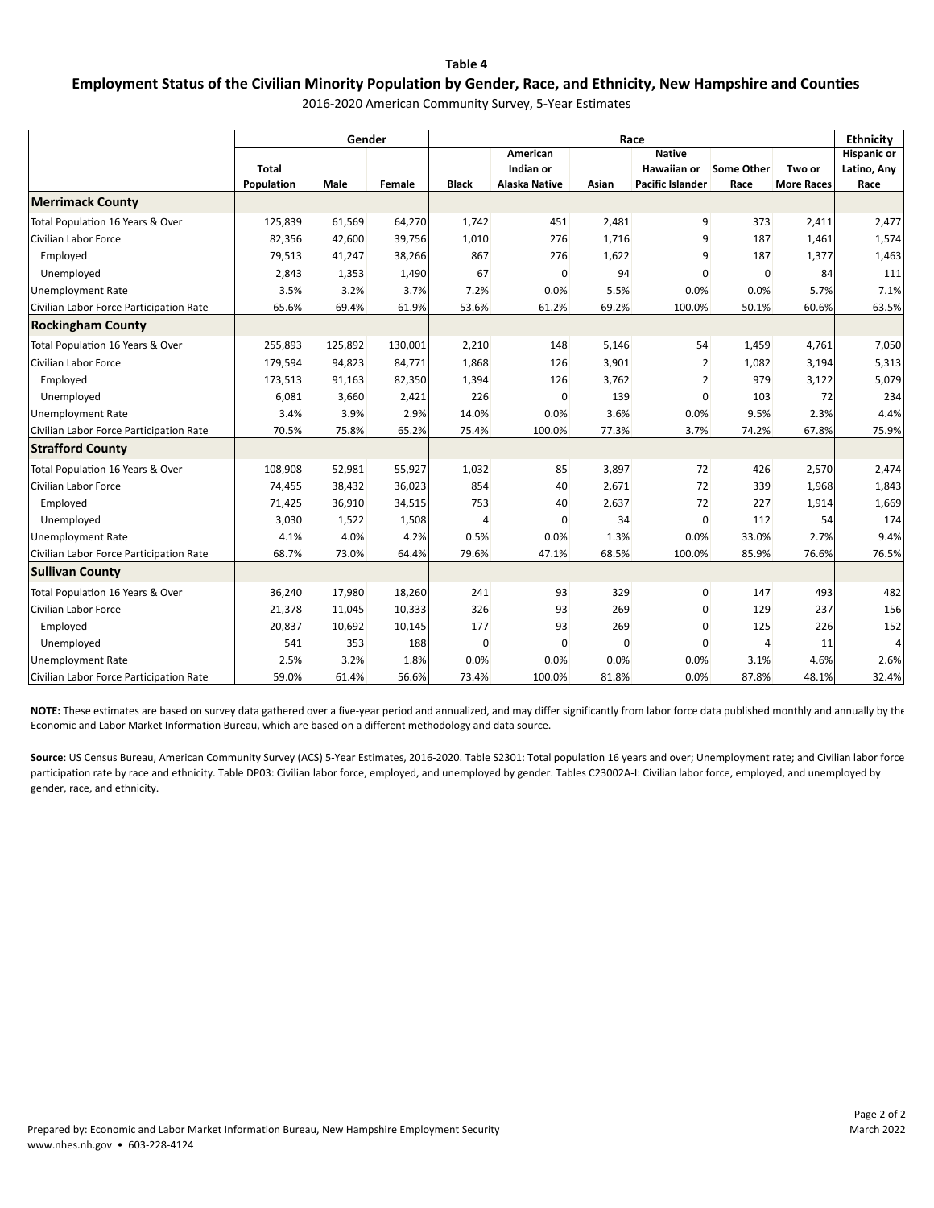**Table 4**

## Employment Status of the Civilian Minority Population by Gender, Race, and Ethnicity, New Hampshire and Counties

2016-2020 American Community Survey, 5-Year Estimates

| | | Gender | | Race | | | | | | Ethnicity |
|---|---|---|---|---|---|---|---|---|---|---|
| | Total Population | Male | Female | Black | American Indian or Alaska Native | Asian | Native Hawaiian or Pacific Islander | Some Other Race | Two or More Races | Hispanic or Latino, Any Race |
| **Merrimack County** | | | | | | | | | | |
| Total Population 16 Years & Over | 125,839 | 61,569 | 64,270 | 1,742 | 451 | 2,481 | 9 | 373 | 2,411 | 2,477 |
| Civilian Labor Force | 82,356 | 42,600 | 39,756 | 1,010 | 276 | 1,716 | 9 | 187 | 1,461 | 1,574 |
| Employed | 79,513 | 41,247 | 38,266 | 867 | 276 | 1,622 | 9 | 187 | 1,377 | 1,463 |
| Unemployed | 2,843 | 1,353 | 1,490 | 67 | 0 | 94 | 0 | 0 | 84 | 111 |
| Unemployment Rate | 3.5% | 3.2% | 3.7% | 7.2% | 0.0% | 5.5% | 0.0% | 0.0% | 5.7% | 7.1% |
| Civilian Labor Force Participation Rate | 65.6% | 69.4% | 61.9% | 53.6% | 61.2% | 69.2% | 100.0% | 50.1% | 60.6% | 63.5% |
| **Rockingham County** | | | | | | | | | | |
| Total Population 16 Years & Over | 255,893 | 125,892 | 130,001 | 2,210 | 148 | 5,146 | 54 | 1,459 | 4,761 | 7,050 |
| Civilian Labor Force | 179,594 | 94,823 | 84,771 | 1,868 | 126 | 3,901 | 2 | 1,082 | 3,194 | 5,313 |
| Employed | 173,513 | 91,163 | 82,350 | 1,394 | 126 | 3,762 | 2 | 979 | 3,122 | 5,079 |
| Unemployed | 6,081 | 3,660 | 2,421 | 226 | 0 | 139 | 0 | 103 | 72 | 234 |
| Unemployment Rate | 3.4% | 3.9% | 2.9% | 14.0% | 0.0% | 3.6% | 0.0% | 9.5% | 2.3% | 4.4% |
| Civilian Labor Force Participation Rate | 70.5% | 75.8% | 65.2% | 75.4% | 100.0% | 77.3% | 3.7% | 74.2% | 67.8% | 75.9% |
| **Strafford County** | | | | | | | | | | |
| Total Population 16 Years & Over | 108,908 | 52,981 | 55,927 | 1,032 | 85 | 3,897 | 72 | 426 | 2,570 | 2,474 |
| Civilian Labor Force | 74,455 | 38,432 | 36,023 | 854 | 40 | 2,671 | 72 | 339 | 1,968 | 1,843 |
| Employed | 71,425 | 36,910 | 34,515 | 753 | 40 | 2,637 | 72 | 227 | 1,914 | 1,669 |
| Unemployed | 3,030 | 1,522 | 1,508 | 4 | 0 | 34 | 0 | 112 | 54 | 174 |
| Unemployment Rate | 4.1% | 4.0% | 4.2% | 0.5% | 0.0% | 1.3% | 0.0% | 33.0% | 2.7% | 9.4% |
| Civilian Labor Force Participation Rate | 68.7% | 73.0% | 64.4% | 79.6% | 47.1% | 68.5% | 100.0% | 85.9% | 76.6% | 76.5% |
| **Sullivan County** | | | | | | | | | | |
| Total Population 16 Years & Over | 36,240 | 17,980 | 18,260 | 241 | 93 | 329 | 0 | 147 | 493 | 482 |
| Civilian Labor Force | 21,378 | 11,045 | 10,333 | 326 | 93 | 269 | 0 | 129 | 237 | 156 |
| Employed | 20,837 | 10,692 | 10,145 | 177 | 93 | 269 | 0 | 125 | 226 | 152 |
| Unemployed | 541 | 353 | 188 | 0 | 0 | 0 | 0 | 4 | 11 | 4 |
| Unemployment Rate | 2.5% | 3.2% | 1.8% | 0.0% | 0.0% | 0.0% | 0.0% | 3.1% | 4.6% | 2.6% |
| Civilian Labor Force Participation Rate | 59.0% | 61.4% | 56.6% | 73.4% | 100.0% | 81.8% | 0.0% | 87.8% | 48.1% | 32.4% |

**NOTE:** These estimates are based on survey data gathered over a five-year period and annualized, and may differ significantly from labor force data published monthly and annually by the Economic and Labor Market Information Bureau, which are based on a different methodology and data source.

**Source**: US Census Bureau, American Community Survey (ACS) 5-Year Estimates, 2016-2020. Table S2301: Total population 16 years and over; Unemployment rate; and Civilian labor force participation rate by race and ethnicity. Table DP03: Civilian labor force, employed, and unemployed by gender. Tables C23002A-I: Civilian labor force, employed, and unemployed by gender, race, and ethnicity.

Prepared by: Economic and Labor Market Information Bureau, New Hampshire Employment Security
www.nhes.nh.gov • 603-228-4124

March 2022